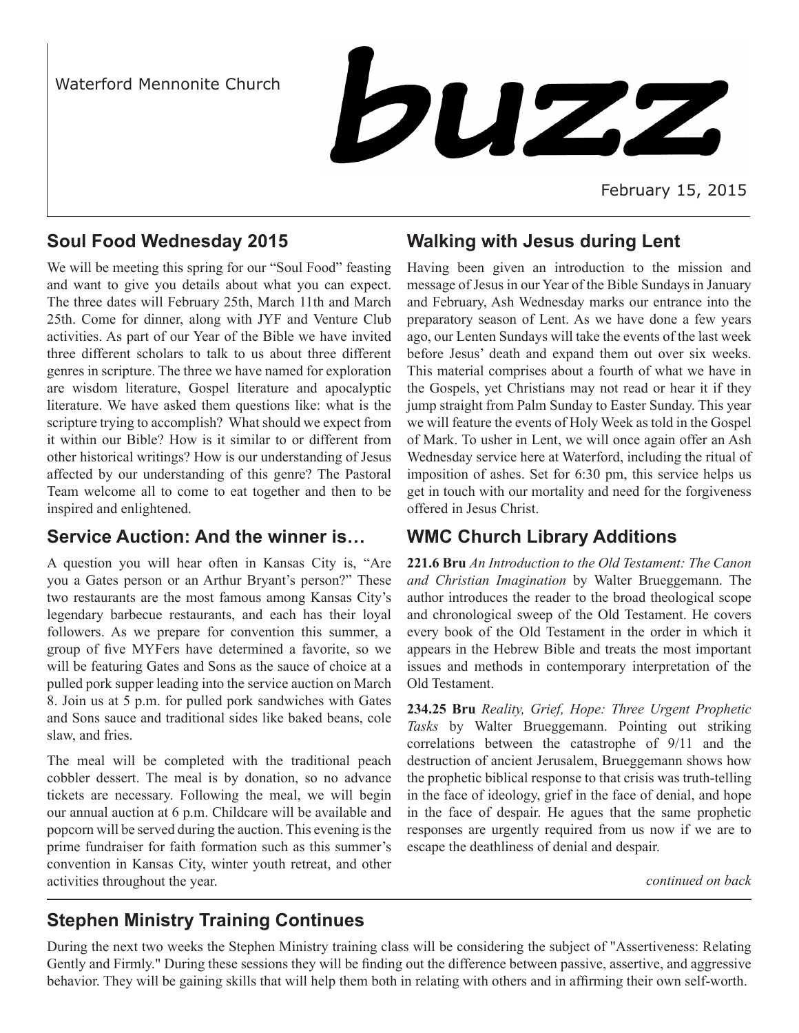Waterford Mennonite Church

# buzz

February 15, 2015

## Soul Food Wednesday 2015

We will be meeting this spring for our "Soul Food" feasting and want to give you details about what you can expect. The three dates will February 25th, March 11th and March 25th. Come for dinner, along with JYF and Venture Club activities. As part of our Year of the Bible we have invited three different scholars to talk to us about three different genres in scripture. The three we have named for exploration are wisdom literature, Gospel literature and apocalyptic literature. We have asked them questions like: what is the scripture trying to accomplish? What should we expect from it within our Bible? How is it similar to or different from other historical writings? How is our understanding of Jesus affected by our understanding of this genre? The Pastoral Team welcome all to come to eat together and then to be inspired and enlightened.

## Service Auction: And the winner is…

A question you will hear often in Kansas City is, "Are you a Gates person or an Arthur Bryant's person?" These two restaurants are the most famous among Kansas City's legendary barbecue restaurants, and each has their loyal followers. As we prepare for convention this summer, a group of five MYFers have determined a favorite, so we will be featuring Gates and Sons as the sauce of choice at a pulled pork supper leading into the service auction on March 8. Join us at 5 p.m. for pulled pork sandwiches with Gates and Sons sauce and traditional sides like baked beans, cole slaw, and fries.

The meal will be completed with the traditional peach cobbler dessert. The meal is by donation, so no advance tickets are necessary. Following the meal, we will begin our annual auction at 6 p.m. Childcare will be available and popcorn will be served during the auction. This evening is the prime fundraiser for faith formation such as this summer's convention in Kansas City, winter youth retreat, and other activities throughout the year.

## Walking with Jesus during Lent

Having been given an introduction to the mission and message of Jesus in our Year of the Bible Sundays in January and February, Ash Wednesday marks our entrance into the preparatory season of Lent. As we have done a few years ago, our Lenten Sundays will take the events of the last week before Jesus' death and expand them out over six weeks. This material comprises about a fourth of what we have in the Gospels, yet Christians may not read or hear it if they jump straight from Palm Sunday to Easter Sunday. This year we will feature the events of Holy Week as told in the Gospel of Mark. To usher in Lent, we will once again offer an Ash Wednesday service here at Waterford, including the ritual of imposition of ashes. Set for 6:30 pm, this service helps us get in touch with our mortality and need for the forgiveness offered in Jesus Christ.

## WMC Church Library Additions

**221.6 Bru** *An Introduction to the Old Testament: The Canon and Christian Imagination* by Walter Brueggemann. The author introduces the reader to the broad theological scope and chronological sweep of the Old Testament. He covers every book of the Old Testament in the order in which it appears in the Hebrew Bible and treats the most important issues and methods in contemporary interpretation of the Old Testament.

**234.25 Bru** *Reality, Grief, Hope: Three Urgent Prophetic Tasks* by Walter Brueggemann. Pointing out striking correlations between the catastrophe of 9/11 and the destruction of ancient Jerusalem, Brueggemann shows how the prophetic biblical response to that crisis was truth-telling in the face of ideology, grief in the face of denial, and hope in the face of despair. He agues that the same prophetic responses are urgently required from us now if we are to escape the deathliness of denial and despair.

*continued on back*

## Stephen Ministry Training Continues

During the next two weeks the Stephen Ministry training class will be considering the subject of "Assertiveness: Relating Gently and Firmly." During these sessions they will be finding out the difference between passive, assertive, and aggressive behavior. They will be gaining skills that will help them both in relating with others and in affirming their own self-worth.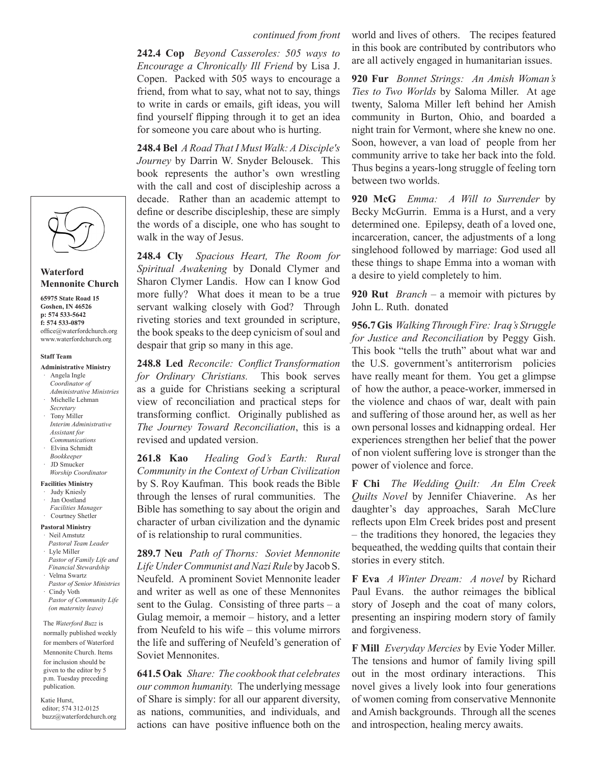*continued from front*

**242.4 Cop** *Beyond Casseroles: 505 ways to Encourage a Chronically Ill Friend* by Lisa J. Copen. Packed with 505 ways to encourage a friend, from what to say, what not to say, things to write in cards or emails, gift ideas, you will find yourself flipping through it to get an idea for someone you care about who is hurting.

**248.4 Bel** *A Road That I Must Walk: A Disciple's Journey* by Darrin W. Snyder Belousek. This book represents the author's own wrestling with the call and cost of discipleship across a decade. Rather than an academic attempt to define or describe discipleship, these are simply the words of a disciple, one who has sought to walk in the way of Jesus.

**248.4 Cly** *Spacious Heart, The Room for Spiritual Awakening* by Donald Clymer and Sharon Clymer Landis. How can I know God more fully? What does it mean to be a true servant walking closely with God? Through riveting stories and text grounded in scripture, the book speaks to the deep cynicism of soul and despair that grip so many in this age.

**248.8 Led** *Reconcile: Conflict Transformation for Ordinary Christians.* This book serves as a guide for Christians seeking a scriptural view of reconciliation and practical steps for transforming conflict. Originally published as *The Journey Toward Reconciliation*, this is a revised and updated version.

**261.8 Kao** *Healing God's Earth: Rural Community in the Context of Urban Civilization* by S. Roy Kaufman. This book reads the Bible through the lenses of rural communities. The Bible has something to say about the origin and character of urban civilization and the dynamic of is relationship to rural communities.

**289.7 Neu** *Path of Thorns: Soviet Mennonite Life Under Communist and Nazi Rule* by Jacob S. Neufeld. A prominent Soviet Mennonite leader and writer as well as one of these Mennonites sent to the Gulag. Consisting of three parts – a Gulag memoir, a memoir – history, and a letter from Neufeld to his wife – this volume mirrors the life and suffering of Neufeld's generation of Soviet Mennonites.

**641.5 Oak** *Share: The cookbook that celebrates our common humanity.* The underlying message of Share is simply: for all our apparent diversity, as nations, communities, and individuals, and actions can have positive influence both on the world and lives of others. The recipes featured in this book are contributed by contributors who are all actively engaged in humanitarian issues.

**920 Fur** *Bonnet Strings: An Amish Woman's Ties to Two Worlds* by Saloma Miller. At age twenty, Saloma Miller left behind her Amish community in Burton, Ohio, and boarded a night train for Vermont, where she knew no one. Soon, however, a van load of people from her community arrive to take her back into the fold. Thus begins a years-long struggle of feeling torn between two worlds.

**920 McG** *Emma: A Will to Surrender* by Becky McGurrin. Emma is a Hurst, and a very determined one. Epilepsy, death of a loved one, incarceration, cancer, the adjustments of a long singlehood followed by marriage: God used all these things to shape Emma into a woman with a desire to yield completely to him.

**920 Rut** *Branch* – a memoir with pictures by John L. Ruth. donated

**956.7 Gis** *Walking Through Fire: Iraq's Struggle for Justice and Reconciliation* by Peggy Gish. This book "tells the truth" about what war and the U.S. government's antiterrorism policies have really meant for them. You get a glimpse of how the author, a peace-worker, immersed in the violence and chaos of war, dealt with pain and suffering of those around her, as well as her own personal losses and kidnapping ordeal. Her experiences strengthen her belief that the power of non violent suffering love is stronger than the power of violence and force.

**F Chi** *The Wedding Quilt: An Elm Creek Quilts Novel* by Jennifer Chiaverine. As her daughter's day approaches, Sarah McClure reflects upon Elm Creek brides post and present – the traditions they honored, the legacies they bequeathed, the wedding quilts that contain their stories in every stitch.

**F Eva** *A Winter Dream: A novel* by Richard Paul Evans. the author reimages the biblical story of Joseph and the coat of many colors, presenting an inspiring modern story of family and forgiveness.

**F Mill** *Everyday Mercies* by Evie Yoder Miller. The tensions and humor of family living spill out in the most ordinary interactions. This novel gives a lively look into four generations of women coming from conservative Mennonite and Amish backgrounds. Through all the scenes and introspection, healing mercy awaits.

---

**Waterford Mennonite Church**

**65975 State Road 15**
**Goshen, IN 46526**
**p: 574 533-5642**
**f: 574 533-0879**
office@waterfordchurch.org
www.waterfordchurch.org

**Staff Team**

**Administrative Ministry**
- Angela Ingle, *Coordinator of Administrative Ministries*
- Michelle Lehman, *Secretary*
- Tony Miller, *Interim Administrative Assistant for Communications*
- Elvina Schmidt, *Bookkeeper*
- JD Smucker, *Worship Coordinator*

**Facilities Ministry**
- Judy Kniesly
- Jan Oostland, *Facilities Manager*
- Courtney Shetler

**Pastoral Ministry**
- Neil Amstutz, *Pastoral Team Leader*
- Lyle Miller, *Pastor of Family Life and Financial Stewardship*
- Velma Swartz, *Pastor of Senior Ministries*
- Cindy Voth, *Pastor of Community Life (on maternity leave)*

The *Waterford Buzz* is normally published weekly for members of Waterford Mennonite Church. Items for inclusion should be given to the editor by 5 p.m. Tuesday preceding publication.

Katie Hurst, editor; 574 312-0125
buzz@waterfordchurch.org